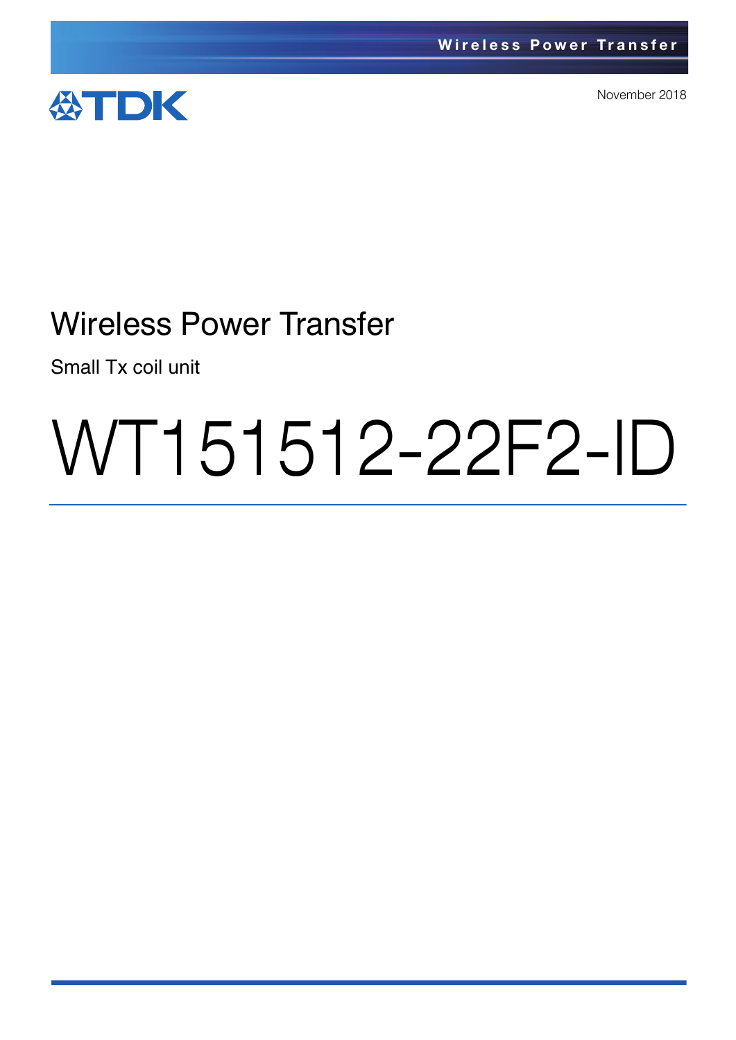TDK

November 2018

# Wireless Power Transfer

Small Tx coil unit

# WT151512-22F2-ID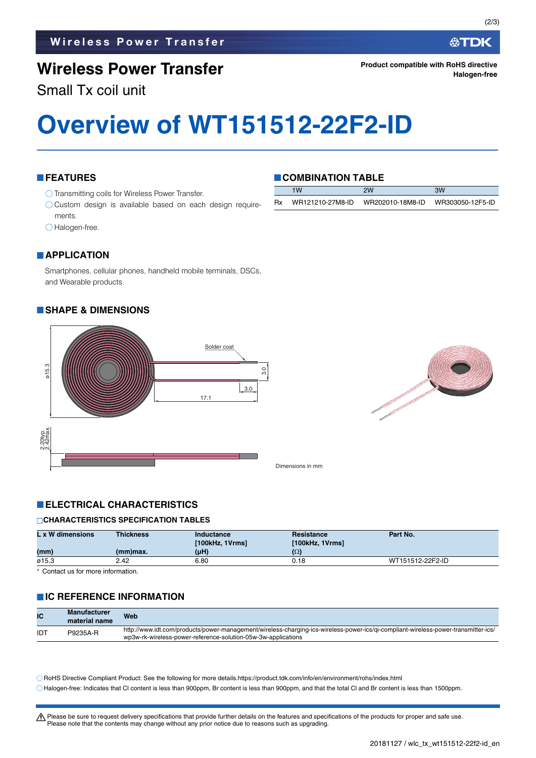# Wireless Power Transfer

Small Tx coil unit

**Product compatible with RoHS directive**
**Halogen-free**

# Overview of WT151512-22F2-ID

## FEATURES

- ◯ Transmitting coils for Wireless Power Transfer.
- ◯ Custom design is available based on each design requirements.
- ◯ Halogen-free.

## COMBINATION TABLE

| | 1W | 2W | 3W |
|---|---|---|---|
| Rx | WR121210-27M8-ID | WR202010-18M8-ID | WR303050-12F5-ID |

## APPLICATION

Smartphones, cellular phones, handheld mobile terminals, DSCs, and Wearable products.

## SHAPE & DIMENSIONS

ø15.3
Solder coat
3.0
3.0
17.1
2.20typ.
2.42max.

Dimensions in mm

## ELECTRICAL CHARACTERISTICS

### CHARACTERISTICS SPECIFICATION TABLES

| L x W dimensions (mm) | Thickness (mm)max. | Inductance [100kHz, 1Vrms] (µH) | Resistance [100kHz, 1Vrms] (Ω) | Part No. |
|---|---|---|---|---|
| ø15.3 | 2.42 | 6.80 | 0.18 | WT151512-22F2-ID |

* Contact us for more information.

## IC REFERENCE INFORMATION

| IC | Manufacturer material name | Web |
|---|---|---|
| IDT | P9235A-R | http://www.idt.com/products/power-management/wireless-charging-ics-wireless-power-ics/qi-compliant-wireless-power-transmitter-ics/wp3w-rk-wireless-power-reference-solution-05w-3w-applications |

◯ RoHS Directive Compliant Product: See the following for more details.https://product.tdk.com/info/en/environment/rohs/index.html

◯ Halogen-free: Indicates that Cl content is less than 900ppm, Br content is less than 900ppm, and that the total Cl and Br content is less than 1500ppm.

⚠ Please be sure to request delivery specifications that provide further details on the features and specifications of the products for proper and safe use.
Please note that the contents may change without any prior notice due to reasons such as upgrading.

20181127 / wlc_tx_wt151512-22f2-id_en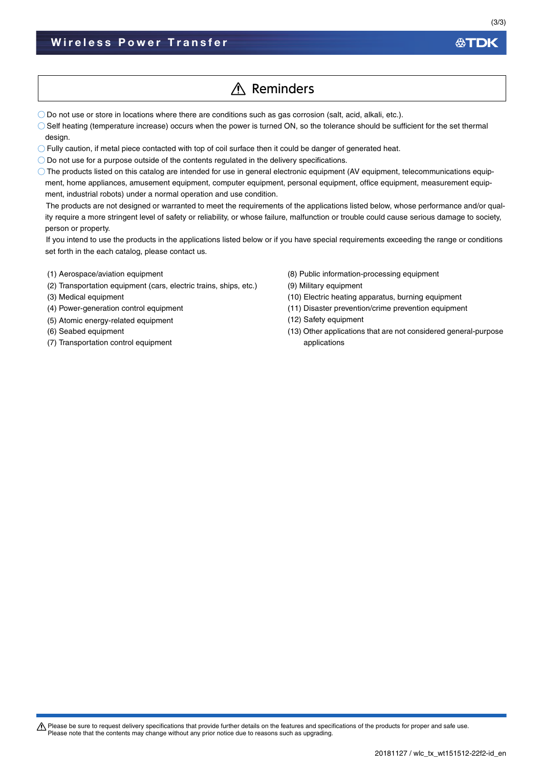# ⚠ Reminders

- Do not use or store in locations where there are conditions such as gas corrosion (salt, acid, alkali, etc.).
- Self heating (temperature increase) occurs when the power is turned ON, so the tolerance should be sufficient for the set thermal design.
- Fully caution, if metal piece contacted with top of coil surface then it could be danger of generated heat.
- Do not use for a purpose outside of the contents regulated in the delivery specifications.
- The products listed on this catalog are intended for use in general electronic equipment (AV equipment, telecommunications equipment, home appliances, amusement equipment, computer equipment, personal equipment, office equipment, measurement equipment, industrial robots) under a normal operation and use condition.

  The products are not designed or warranted to meet the requirements of the applications listed below, whose performance and/or quality require a more stringent level of safety or reliability, or whose failure, malfunction or trouble could cause serious damage to society, person or property.

  If you intend to use the products in the applications listed below or if you have special requirements exceeding the range or conditions set forth in the each catalog, please contact us.

(1) Aerospace/aviation equipment
(2) Transportation equipment (cars, electric trains, ships, etc.)
(3) Medical equipment
(4) Power-generation control equipment
(5) Atomic energy-related equipment
(6) Seabed equipment
(7) Transportation control equipment
(8) Public information-processing equipment
(9) Military equipment
(10) Electric heating apparatus, burning equipment
(11) Disaster prevention/crime prevention equipment
(12) Safety equipment
(13) Other applications that are not considered general-purpose applications

⚠ Please be sure to request delivery specifications that provide further details on the features and specifications of the products for proper and safe use.
Please note that the contents may change without any prior notice due to reasons such as upgrading.

20181127 / wlc_tx_wt151512-22f2-id_en